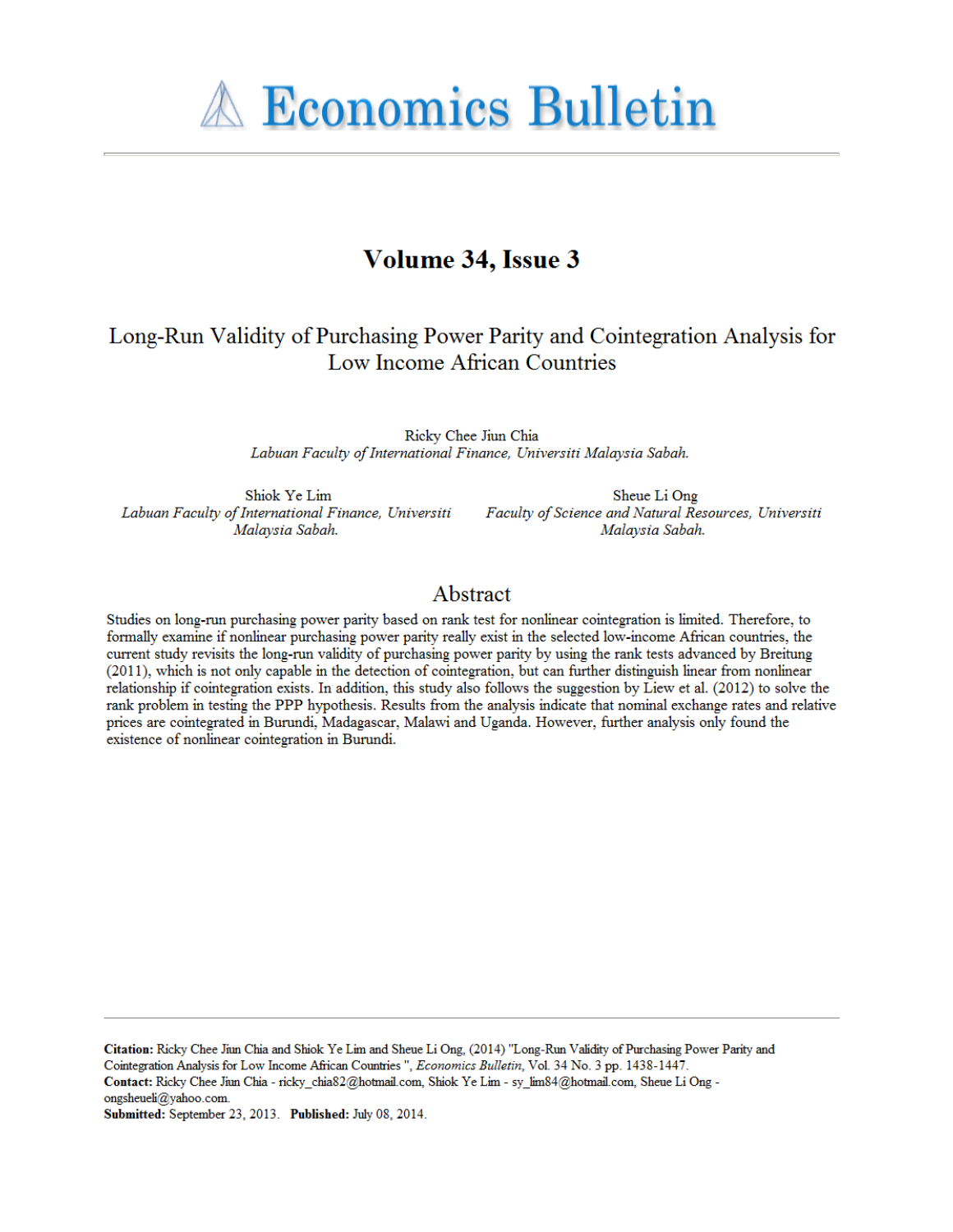# Economics Bulletin

## Volume 34, Issue 3

## Long-Run Validity of Purchasing Power Parity and Cointegration Analysis for Low Income African Countries

Ricky Chee Jiun Chia
*Labuan Faculty of International Finance, Universiti Malaysia Sabah.*

Shiok Ye Lim
*Labuan Faculty of International Finance, Universiti Malaysia Sabah.*

Sheue Li Ong
*Faculty of Science and Natural Resources, Universiti Malaysia Sabah.*

## Abstract

Studies on long-run purchasing power parity based on rank test for nonlinear cointegration is limited. Therefore, to formally examine if nonlinear purchasing power parity really exist in the selected low-income African countries, the current study revisits the long-run validity of purchasing power parity by using the rank tests advanced by Breitung (2011), which is not only capable in the detection of cointegration, but can further distinguish linear from nonlinear relationship if cointegration exists. In addition, this study also follows the suggestion by Liew et al. (2012) to solve the rank problem in testing the PPP hypothesis. Results from the analysis indicate that nominal exchange rates and relative prices are cointegrated in Burundi, Madagascar, Malawi and Uganda. However, further analysis only found the existence of nonlinear cointegration in Burundi.

---

**Citation:** Ricky Chee Jiun Chia and Shiok Ye Lim and Sheue Li Ong, (2014) ''Long-Run Validity of Purchasing Power Parity and Cointegration Analysis for Low Income African Countries'', *Economics Bulletin*, Vol. 34 No. 3 pp. 1438-1447.
**Contact:** Ricky Chee Jiun Chia - ricky_chia82@hotmail.com, Shiok Ye Lim - sy_lim84@hotmail.com, Sheue Li Ong - ongsheueli@yahoo.com.
**Submitted:** September 23, 2013. **Published:** July 08, 2014.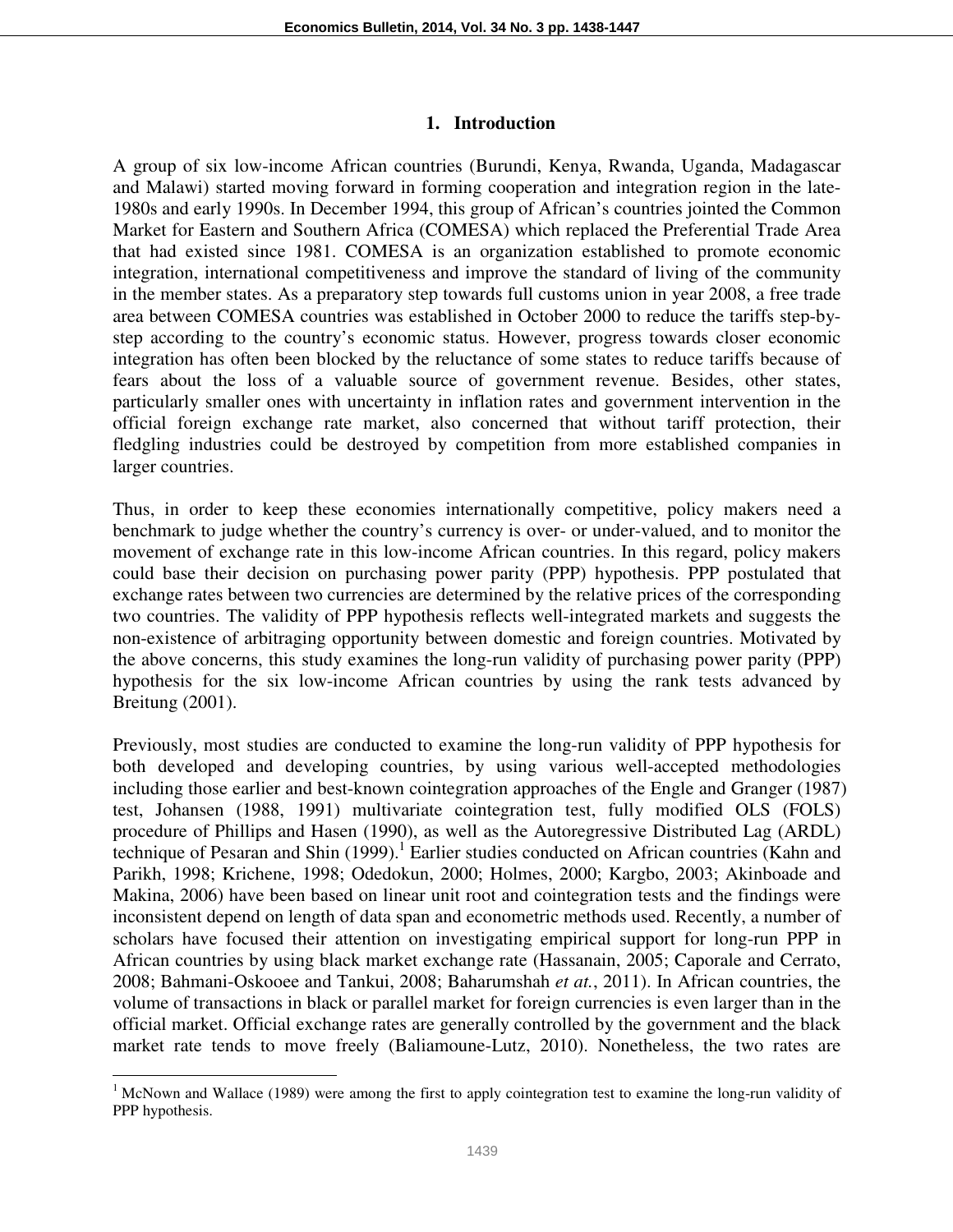## 1. Introduction

A group of six low-income African countries (Burundi, Kenya, Rwanda, Uganda, Madagascar and Malawi) started moving forward in forming cooperation and integration region in the late-1980s and early 1990s. In December 1994, this group of African's countries jointed the Common Market for Eastern and Southern Africa (COMESA) which replaced the Preferential Trade Area that had existed since 1981. COMESA is an organization established to promote economic integration, international competitiveness and improve the standard of living of the community in the member states. As a preparatory step towards full customs union in year 2008, a free trade area between COMESA countries was established in October 2000 to reduce the tariffs step-by-step according to the country's economic status. However, progress towards closer economic integration has often been blocked by the reluctance of some states to reduce tariffs because of fears about the loss of a valuable source of government revenue. Besides, other states, particularly smaller ones with uncertainty in inflation rates and government intervention in the official foreign exchange rate market, also concerned that without tariff protection, their fledgling industries could be destroyed by competition from more established companies in larger countries.

Thus, in order to keep these economies internationally competitive, policy makers need a benchmark to judge whether the country's currency is over- or under-valued, and to monitor the movement of exchange rate in this low-income African countries. In this regard, policy makers could base their decision on purchasing power parity (PPP) hypothesis. PPP postulated that exchange rates between two currencies are determined by the relative prices of the corresponding two countries. The validity of PPP hypothesis reflects well-integrated markets and suggests the non-existence of arbitraging opportunity between domestic and foreign countries. Motivated by the above concerns, this study examines the long-run validity of purchasing power parity (PPP) hypothesis for the six low-income African countries by using the rank tests advanced by Breitung (2001).

Previously, most studies are conducted to examine the long-run validity of PPP hypothesis for both developed and developing countries, by using various well-accepted methodologies including those earlier and best-known cointegration approaches of the Engle and Granger (1987) test, Johansen (1988, 1991) multivariate cointegration test, fully modified OLS (FOLS) procedure of Phillips and Hasen (1990), as well as the Autoregressive Distributed Lag (ARDL) technique of Pesaran and Shin (1999).[1] Earlier studies conducted on African countries (Kahn and Parikh, 1998; Krichene, 1998; Odedokun, 2000; Holmes, 2000; Kargbo, 2003; Akinboade and Makina, 2006) have been based on linear unit root and cointegration tests and the findings were inconsistent depend on length of data span and econometric methods used. Recently, a number of scholars have focused their attention on investigating empirical support for long-run PPP in African countries by using black market exchange rate (Hassanain, 2005; Caporale and Cerrato, 2008; Bahmani-Oskooee and Tankui, 2008; Baharumshah *et at.*, 2011). In African countries, the volume of transactions in black or parallel market for foreign currencies is even larger than in the official market. Official exchange rates are generally controlled by the government and the black market rate tends to move freely (Baliamoune-Lutz, 2010). Nonetheless, the two rates are

[1] McNown and Wallace (1989) were among the first to apply cointegration test to examine the long-run validity of PPP hypothesis.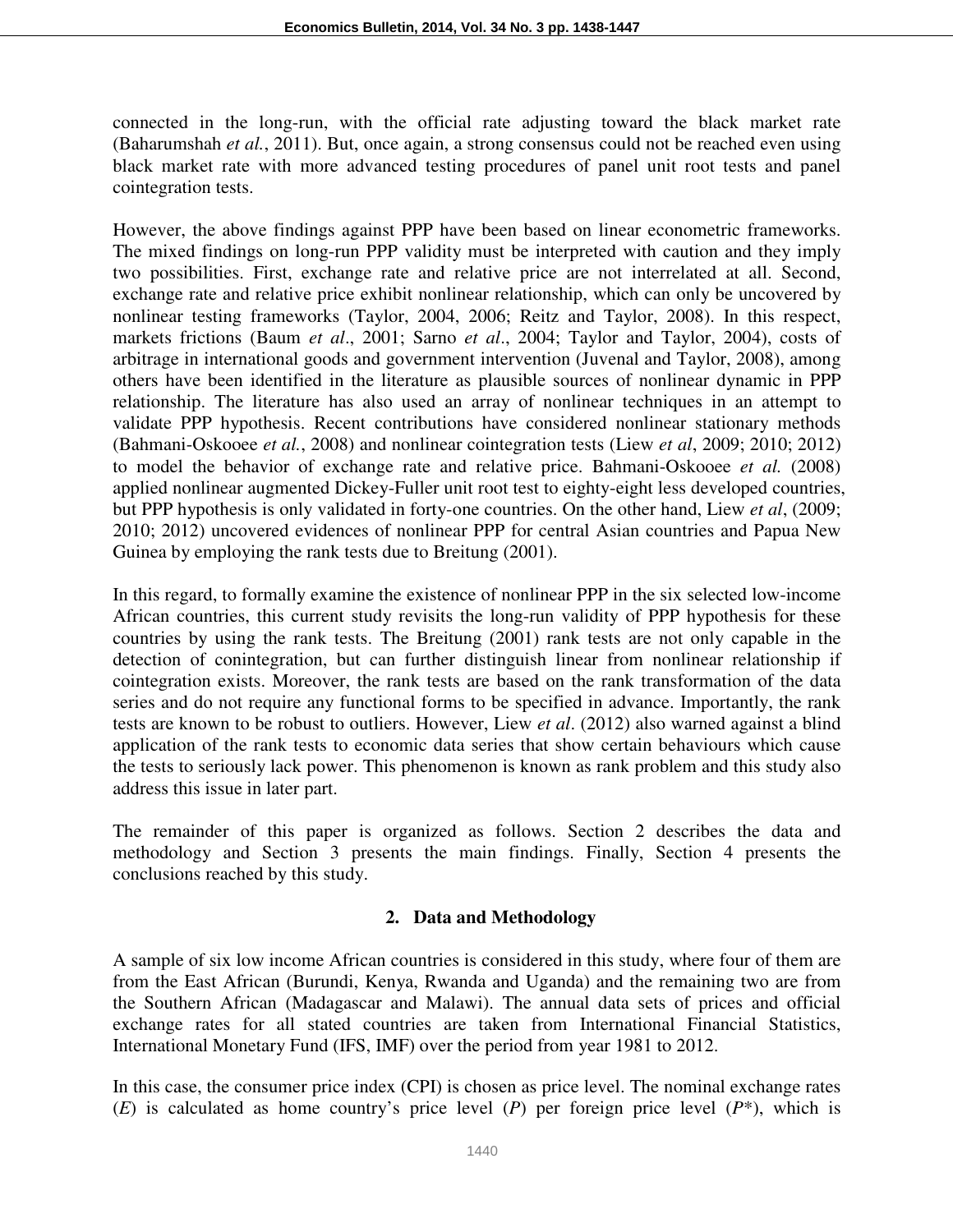connected in the long-run, with the official rate adjusting toward the black market rate (Baharumshah *et al.*, 2011). But, once again, a strong consensus could not be reached even using black market rate with more advanced testing procedures of panel unit root tests and panel cointegration tests.

However, the above findings against PPP have been based on linear econometric frameworks. The mixed findings on long-run PPP validity must be interpreted with caution and they imply two possibilities. First, exchange rate and relative price are not interrelated at all. Second, exchange rate and relative price exhibit nonlinear relationship, which can only be uncovered by nonlinear testing frameworks (Taylor, 2004, 2006; Reitz and Taylor, 2008). In this respect, markets frictions (Baum *et al*., 2001; Sarno *et al*., 2004; Taylor and Taylor, 2004), costs of arbitrage in international goods and government intervention (Juvenal and Taylor, 2008), among others have been identified in the literature as plausible sources of nonlinear dynamic in PPP relationship. The literature has also used an array of nonlinear techniques in an attempt to validate PPP hypothesis. Recent contributions have considered nonlinear stationary methods (Bahmani-Oskooee *et al.*, 2008) and nonlinear cointegration tests (Liew *et al*, 2009; 2010; 2012) to model the behavior of exchange rate and relative price. Bahmani-Oskooee *et al.* (2008) applied nonlinear augmented Dickey-Fuller unit root test to eighty-eight less developed countries, but PPP hypothesis is only validated in forty-one countries. On the other hand, Liew *et al*, (2009; 2010; 2012) uncovered evidences of nonlinear PPP for central Asian countries and Papua New Guinea by employing the rank tests due to Breitung (2001).

In this regard, to formally examine the existence of nonlinear PPP in the six selected low-income African countries, this current study revisits the long-run validity of PPP hypothesis for these countries by using the rank tests. The Breitung (2001) rank tests are not only capable in the detection of conintegration, but can further distinguish linear from nonlinear relationship if cointegration exists. Moreover, the rank tests are based on the rank transformation of the data series and do not require any functional forms to be specified in advance. Importantly, the rank tests are known to be robust to outliers. However, Liew *et al*. (2012) also warned against a blind application of the rank tests to economic data series that show certain behaviours which cause the tests to seriously lack power. This phenomenon is known as rank problem and this study also address this issue in later part.

The remainder of this paper is organized as follows. Section 2 describes the data and methodology and Section 3 presents the main findings. Finally, Section 4 presents the conclusions reached by this study.

## 2. Data and Methodology

A sample of six low income African countries is considered in this study, where four of them are from the East African (Burundi, Kenya, Rwanda and Uganda) and the remaining two are from the Southern African (Madagascar and Malawi). The annual data sets of prices and official exchange rates for all stated countries are taken from International Financial Statistics, International Monetary Fund (IFS, IMF) over the period from year 1981 to 2012.

In this case, the consumer price index (CPI) is chosen as price level. The nominal exchange rates ($E$) is calculated as home country's price level ($P$) per foreign price level ($P^*$), which is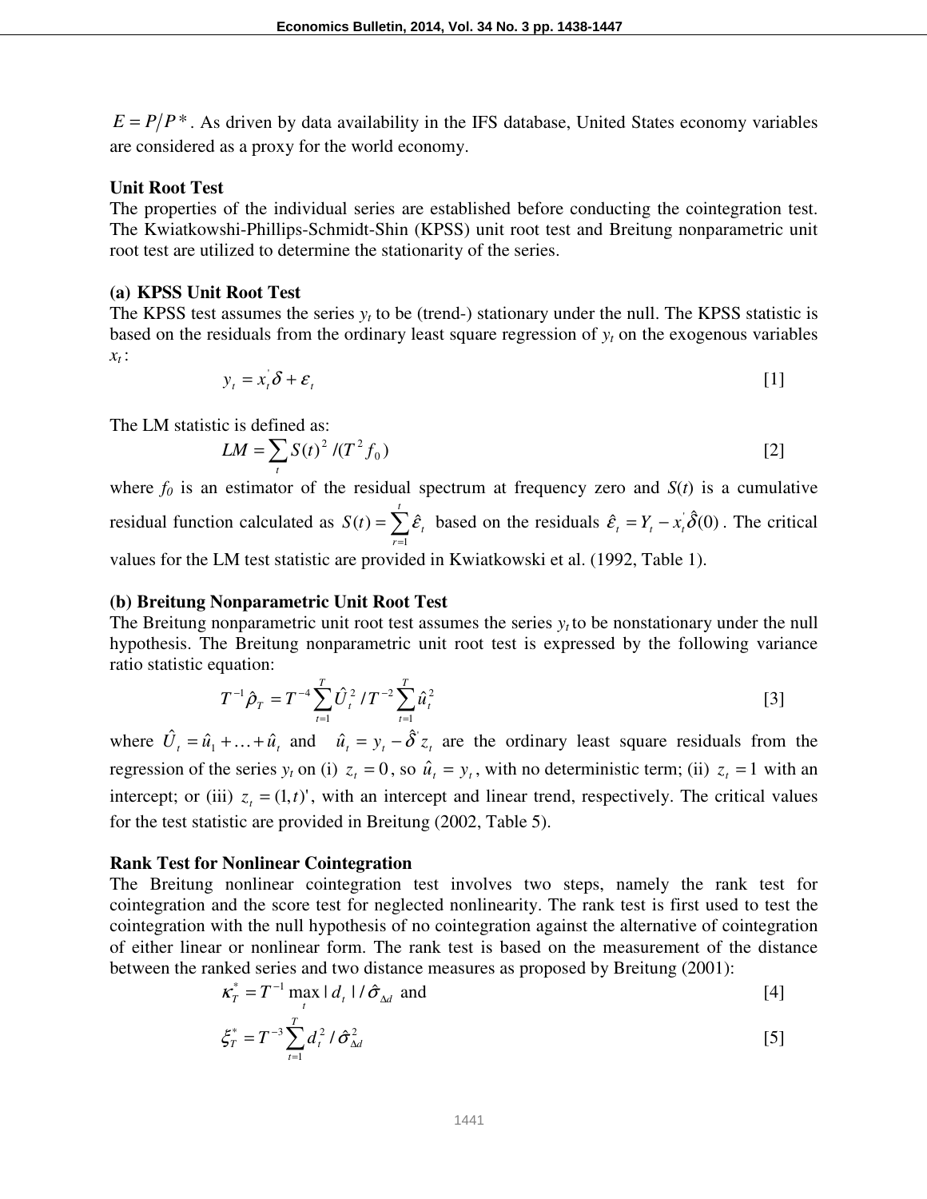$E = P/P^*$. As driven by data availability in the IFS database, United States economy variables are considered as a proxy for the world economy.

**Unit Root Test**

The properties of the individual series are established before conducting the cointegration test. The Kwiatkowshi-Phillips-Schmidt-Shin (KPSS) unit root test and Breitung nonparametric unit root test are utilized to determine the stationarity of the series.

**(a) KPSS Unit Root Test**

The KPSS test assumes the series $y_t$ to be (trend-) stationary under the null. The KPSS statistic is based on the residuals from the ordinary least square regression of $y_t$ on the exogenous variables $x_t$:

$$y_t = x_t^{'}\delta + \varepsilon_t \qquad [1]$$

The LM statistic is defined as:

$$LM = \sum_t S(t)^2 / (T^2 f_0) \qquad [2]$$

where $f_0$ is an estimator of the residual spectrum at frequency zero and $S(t)$ is a cumulative residual function calculated as $S(t) = \sum_{r=1}^{t} \hat{\varepsilon}_t$ based on the residuals $\hat{\varepsilon}_t = Y_t - x_t^{'}\hat{\delta}(0)$. The critical values for the LM test statistic are provided in Kwiatkowski et al. (1992, Table 1).

**(b) Breitung Nonparametric Unit Root Test**

The Breitung nonparametric unit root test assumes the series $y_t$ to be nonstationary under the null hypothesis. The Breitung nonparametric unit root test is expressed by the following variance ratio statistic equation:

$$T^{-1}\hat{\rho}_T = T^{-4}\sum_{t=1}^{T}\hat{U}_t^2 / T^{-2}\sum_{t=1}^{T}\hat{u}_t^2 \qquad [3]$$

where $\hat{U}_t = \hat{u}_1 + \ldots + \hat{u}_t$ and $\hat{u}_t = y_t - \hat{\delta}^{'} z_t$ are the ordinary least square residuals from the regression of the series $y_t$ on (i) $z_t = 0$, so $\hat{u}_t = y_t$, with no deterministic term; (ii) $z_t = 1$ with an intercept; or (iii) $z_t = (1, t)'$, with an intercept and linear trend, respectively. The critical values for the test statistic are provided in Breitung (2002, Table 5).

**Rank Test for Nonlinear Cointegration**

The Breitung nonlinear cointegration test involves two steps, namely the rank test for cointegration and the score test for neglected nonlinearity. The rank test is first used to test the cointegration with the null hypothesis of no cointegration against the alternative of cointegration of either linear or nonlinear form. The rank test is based on the measurement of the distance between the ranked series and two distance measures as proposed by Breitung (2001):

$$\kappa_T^* = T^{-1}\max_t |d_t| / \hat{\sigma}_{\Delta d} \text{ and} \qquad [4]$$

$$\xi_T^* = T^{-3}\sum_{t=1}^{T} d_t^2 / \hat{\sigma}_{\Delta d}^2 \qquad [5]$$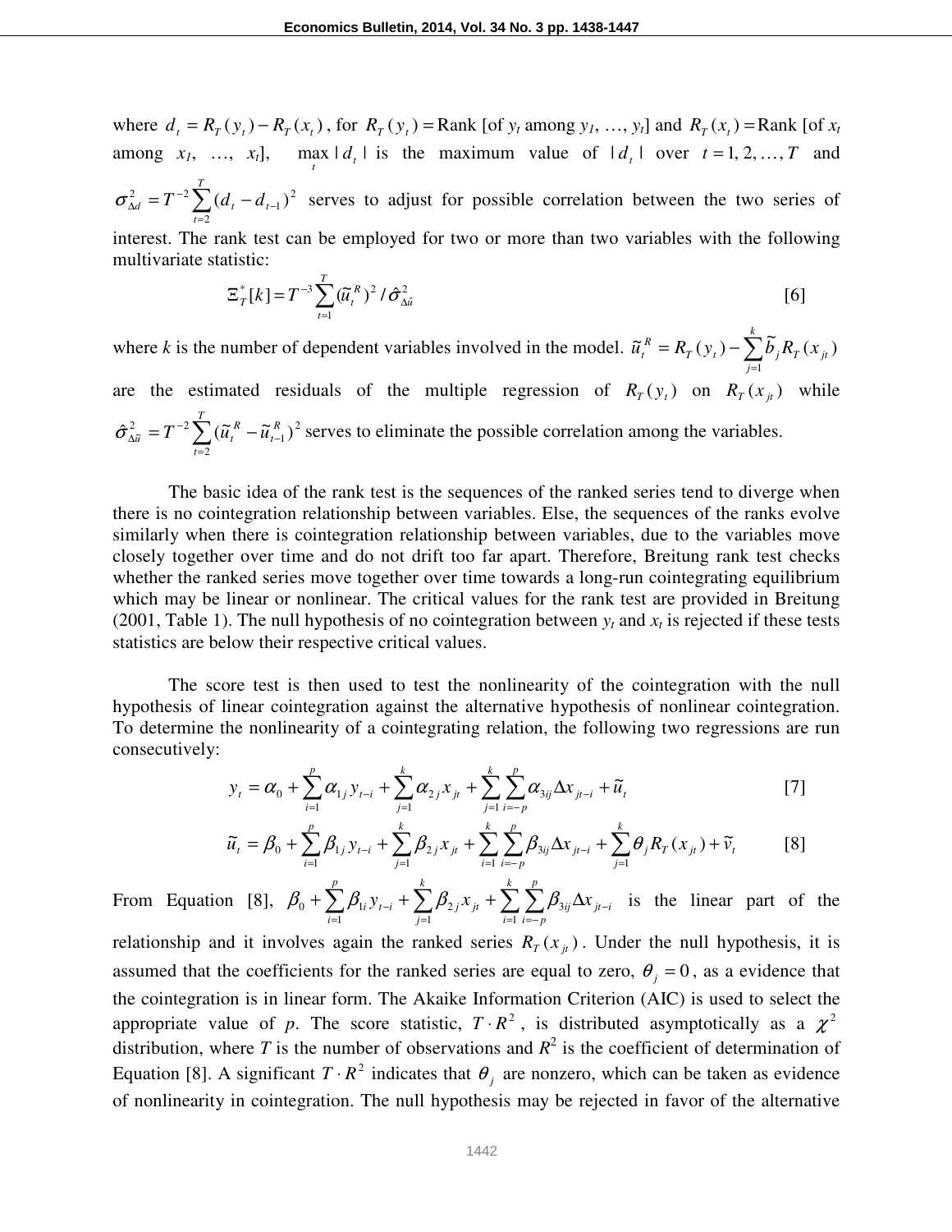where $d_t = R_T(y_t) - R_T(x_t)$, for $R_T(y_t) =$ Rank [of $y_t$ among $y_1, \ldots, y_t$] and $R_T(x_t) =$ Rank [of $x_t$ among $x_1, \ldots, x_t$], $\max_t |d_t|$ is the maximum value of $|d_t|$ over $t = 1, 2, \ldots, T$ and $\sigma^2_{\Delta d} = T^{-2}\sum_{t=2}^{T}(d_t - d_{t-1})^2$ serves to adjust for possible correlation between the two series of interest. The rank test can be employed for two or more than two variables with the following multivariate statistic:

$$\Xi^*_T[k] = T^{-3}\sum_{t=1}^{T}(\tilde{u}^R_t)^2 / \hat{\sigma}^2_{\Delta\hat{u}} \qquad [6]$$

where $k$ is the number of dependent variables involved in the model. $\tilde{u}^R_t = R_T(y_t) - \sum_{j=1}^{k}\tilde{b}_j R_T(x_{jt})$ are the estimated residuals of the multiple regression of $R_T(y_t)$ on $R_T(x_{jt})$ while $\hat{\sigma}^2_{\Delta\tilde{u}} = T^{-2}\sum_{t=2}^{T}(\tilde{u}^R_t - \tilde{u}^R_{t-1})^2$ serves to eliminate the possible correlation among the variables.

The basic idea of the rank test is the sequences of the ranked series tend to diverge when there is no cointegration relationship between variables. Else, the sequences of the ranks evolve similarly when there is cointegration relationship between variables, due to the variables move closely together over time and do not drift too far apart. Therefore, Breitung rank test checks whether the ranked series move together over time towards a long-run cointegrating equilibrium which may be linear or nonlinear. The critical values for the rank test are provided in Breitung (2001, Table 1). The null hypothesis of no cointegration between $y_t$ and $x_t$ is rejected if these tests statistics are below their respective critical values.

The score test is then used to test the nonlinearity of the cointegration with the null hypothesis of linear cointegration against the alternative hypothesis of nonlinear cointegration. To determine the nonlinearity of a cointegrating relation, the following two regressions are run consecutively:

$$y_t = \alpha_0 + \sum_{i=1}^{p}\alpha_{1j}y_{t-i} + \sum_{j=1}^{k}\alpha_{2j}x_{jt} + \sum_{j=1}^{k}\sum_{i=-p}^{p}\alpha_{3ij}\Delta x_{jt-i} + \tilde{u}_t \qquad [7]$$

$$\tilde{u}_t = \beta_0 + \sum_{i=1}^{p}\beta_{1j}y_{t-i} + \sum_{j=1}^{k}\beta_{2j}x_{jt} + \sum_{i=1}^{k}\sum_{i=-p}^{p}\beta_{3ij}\Delta x_{jt-i} + \sum_{j=1}^{k}\theta_j R_T(x_{jt}) + \tilde{v}_t \qquad [8]$$

From Equation [8], $\beta_0 + \sum_{i=1}^{p}\beta_{1i}y_{t-i} + \sum_{j=1}^{k}\beta_{2j}x_{jt} + \sum_{i=1}^{k}\sum_{i=-p}^{p}\beta_{3ij}\Delta x_{jt-i}$ is the linear part of the relationship and it involves again the ranked series $R_T(x_{jt})$. Under the null hypothesis, it is assumed that the coefficients for the ranked series are equal to zero, $\theta_j = 0$, as a evidence that the cointegration is in linear form. The Akaike Information Criterion (AIC) is used to select the appropriate value of $p$. The score statistic, $T \cdot R^2$, is distributed asymptotically as a $\chi^2$ distribution, where $T$ is the number of observations and $R^2$ is the coefficient of determination of Equation [8]. A significant $T \cdot R^2$ indicates that $\theta_j$ are nonzero, which can be taken as evidence of nonlinearity in cointegration. The null hypothesis may be rejected in favor of the alternative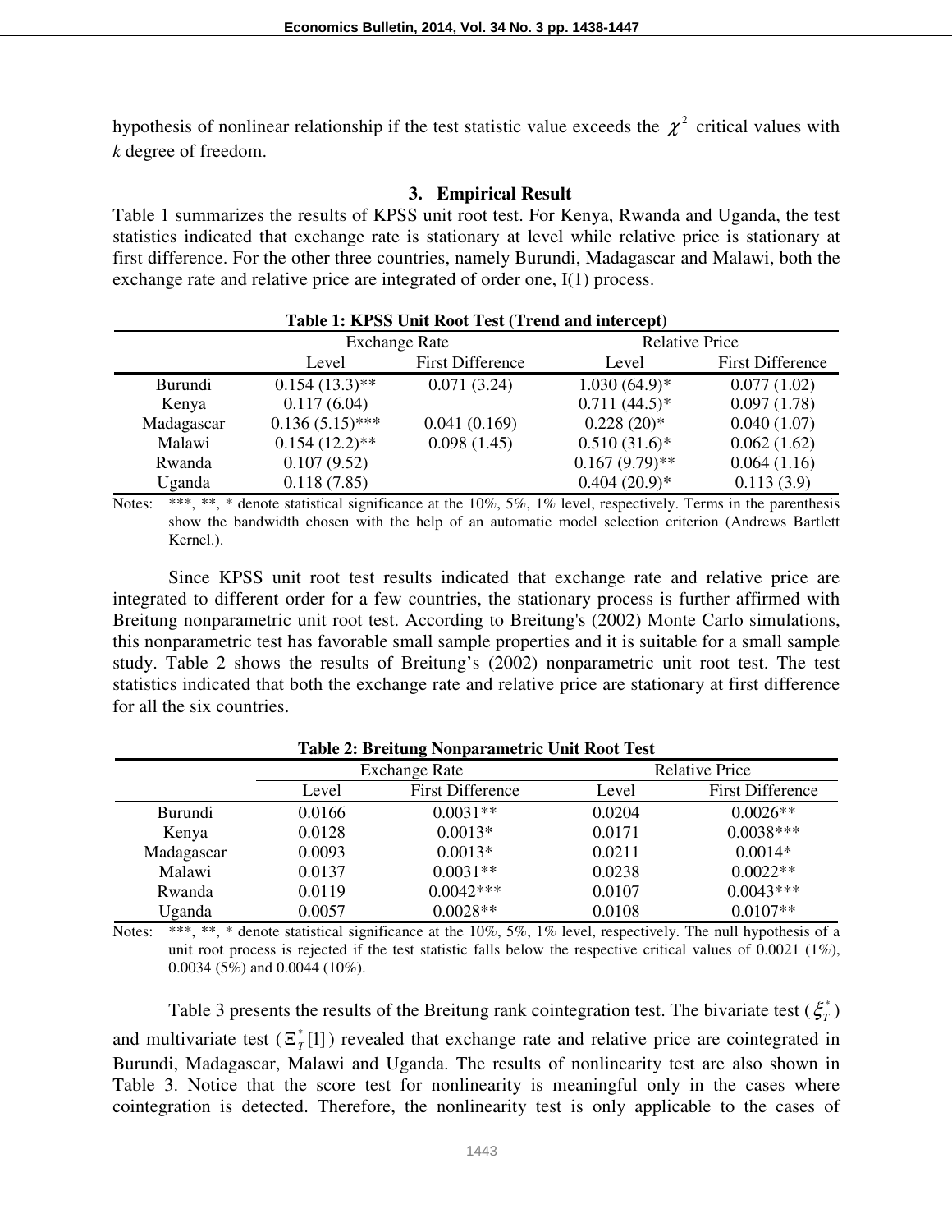hypothesis of nonlinear relationship if the test statistic value exceeds the $\chi^2$ critical values with *k* degree of freedom.

## 3. Empirical Result

Table 1 summarizes the results of KPSS unit root test. For Kenya, Rwanda and Uganda, the test statistics indicated that exchange rate is stationary at level while relative price is stationary at first difference. For the other three countries, namely Burundi, Madagascar and Malawi, both the exchange rate and relative price are integrated of order one, I(1) process.

**Table 1: KPSS Unit Root Test (Trend and intercept)**

| | Exchange Rate | | Relative Price | |
|---|---|---|---|---|
| | Level | First Difference | Level | First Difference |
| Burundi | 0.154 (13.3)** | 0.071 (3.24) | 1.030 (64.9)* | 0.077 (1.02) |
| Kenya | 0.117 (6.04) | | 0.711 (44.5)* | 0.097 (1.78) |
| Madagascar | 0.136 (5.15)*** | 0.041 (0.169) | 0.228 (20)* | 0.040 (1.07) |
| Malawi | 0.154 (12.2)** | 0.098 (1.45) | 0.510 (31.6)* | 0.062 (1.62) |
| Rwanda | 0.107 (9.52) | | 0.167 (9.79)** | 0.064 (1.16) |
| Uganda | 0.118 (7.85) | | 0.404 (20.9)* | 0.113 (3.9) |

Notes: ***, **, * denote statistical significance at the 10%, 5%, 1% level, respectively. Terms in the parenthesis show the bandwidth chosen with the help of an automatic model selection criterion (Andrews Bartlett Kernel.).

Since KPSS unit root test results indicated that exchange rate and relative price are integrated to different order for a few countries, the stationary process is further affirmed with Breitung nonparametric unit root test. According to Breitung's (2002) Monte Carlo simulations, this nonparametric test has favorable small sample properties and it is suitable for a small sample study. Table 2 shows the results of Breitung's (2002) nonparametric unit root test. The test statistics indicated that both the exchange rate and relative price are stationary at first difference for all the six countries.

**Table 2: Breitung Nonparametric Unit Root Test**

| | Exchange Rate | | Relative Price | |
|---|---|---|---|---|
| | Level | First Difference | Level | First Difference |
| Burundi | 0.0166 | 0.0031** | 0.0204 | 0.0026** |
| Kenya | 0.0128 | 0.0013* | 0.0171 | 0.0038*** |
| Madagascar | 0.0093 | 0.0013* | 0.0211 | 0.0014* |
| Malawi | 0.0137 | 0.0031** | 0.0238 | 0.0022** |
| Rwanda | 0.0119 | 0.0042*** | 0.0107 | 0.0043*** |
| Uganda | 0.0057 | 0.0028** | 0.0108 | 0.0107** |

Notes: ***, **, * denote statistical significance at the 10%, 5%, 1% level, respectively. The null hypothesis of a unit root process is rejected if the test statistic falls below the respective critical values of 0.0021 (1%), 0.0034 (5%) and 0.0044 (10%).

Table 3 presents the results of the Breitung rank cointegration test. The bivariate test ($\xi_T^*$) and multivariate test ($\Xi_T^*[1]$) revealed that exchange rate and relative price are cointegrated in Burundi, Madagascar, Malawi and Uganda. The results of nonlinearity test are also shown in Table 3. Notice that the score test for nonlinearity is meaningful only in the cases where cointegration is detected. Therefore, the nonlinearity test is only applicable to the cases of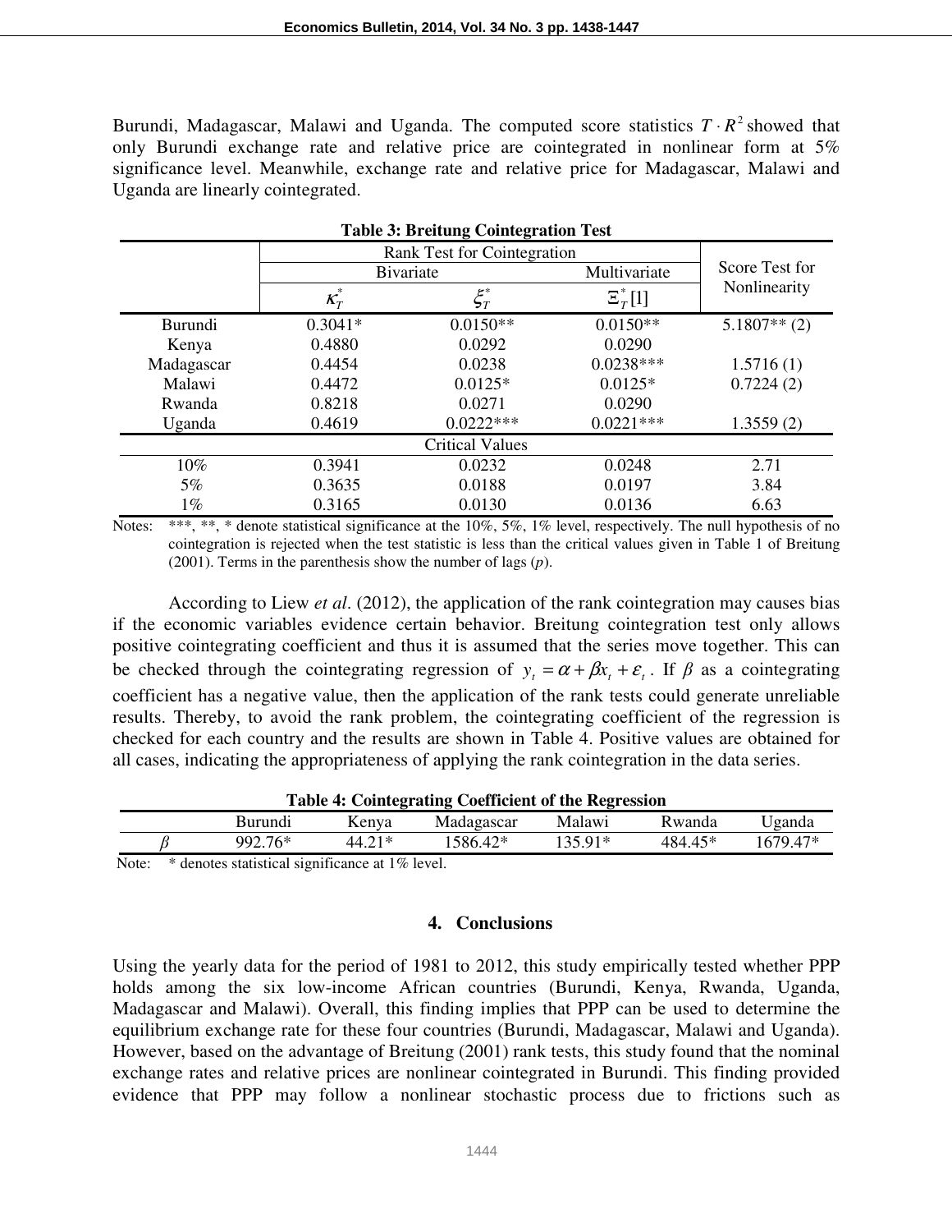Burundi, Madagascar, Malawi and Uganda. The computed score statistics $T \cdot R^2$ showed that only Burundi exchange rate and relative price are cointegrated in nonlinear form at 5% significance level. Meanwhile, exchange rate and relative price for Madagascar, Malawi and Uganda are linearly cointegrated.

**Table 3: Breitung Cointegration Test**

| | Rank Test for Cointegration | | | Score Test for Nonlinearity |
|---|---|---|---|---|
| | Bivariate | | Multivariate | |
| | $\kappa_T^*$ | $\xi_T^*$ | $\Xi_T^*[1]$ | |
| Burundi | 0.3041* | 0.0150** | 0.0150** | 5.1807** (2) |
| Kenya | 0.4880 | 0.0292 | 0.0290 | |
| Madagascar | 0.4454 | 0.0238 | 0.0238*** | 1.5716 (1) |
| Malawi | 0.4472 | 0.0125* | 0.0125* | 0.7224 (2) |
| Rwanda | 0.8218 | 0.0271 | 0.0290 | |
| Uganda | 0.4619 | 0.0222*** | 0.0221*** | 1.3559 (2) |
| Critical Values | | | | |
| 10% | 0.3941 | 0.0232 | 0.0248 | 2.71 |
| 5% | 0.3635 | 0.0188 | 0.0197 | 3.84 |
| 1% | 0.3165 | 0.0130 | 0.0136 | 6.63 |

Notes: ***, **, * denote statistical significance at the 10%, 5%, 1% level, respectively. The null hypothesis of no cointegration is rejected when the test statistic is less than the critical values given in Table 1 of Breitung (2001). Terms in the parenthesis show the number of lags (*p*).

According to Liew *et al*. (2012), the application of the rank cointegration may causes bias if the economic variables evidence certain behavior. Breitung cointegration test only allows positive cointegrating coefficient and thus it is assumed that the series move together. This can be checked through the cointegrating regression of $y_t = \alpha + \beta x_t + \varepsilon_t$. If $\beta$ as a cointegrating coefficient has a negative value, then the application of the rank tests could generate unreliable results. Thereby, to avoid the rank problem, the cointegrating coefficient of the regression is checked for each country and the results are shown in Table 4. Positive values are obtained for all cases, indicating the appropriateness of applying the rank cointegration in the data series.

**Table 4: Cointegrating Coefficient of the Regression**

| | Burundi | Kenya | Madagascar | Malawi | Rwanda | Uganda |
|---|---|---|---|---|---|---|
| $\beta$ | 992.76* | 44.21* | 1586.42* | 135.91* | 484.45* | 1679.47* |

Note: * denotes statistical significance at 1% level.

## 4. Conclusions

Using the yearly data for the period of 1981 to 2012, this study empirically tested whether PPP holds among the six low-income African countries (Burundi, Kenya, Rwanda, Uganda, Madagascar and Malawi). Overall, this finding implies that PPP can be used to determine the equilibrium exchange rate for these four countries (Burundi, Madagascar, Malawi and Uganda). However, based on the advantage of Breitung (2001) rank tests, this study found that the nominal exchange rates and relative prices are nonlinear cointegrated in Burundi. This finding provided evidence that PPP may follow a nonlinear stochastic process due to frictions such as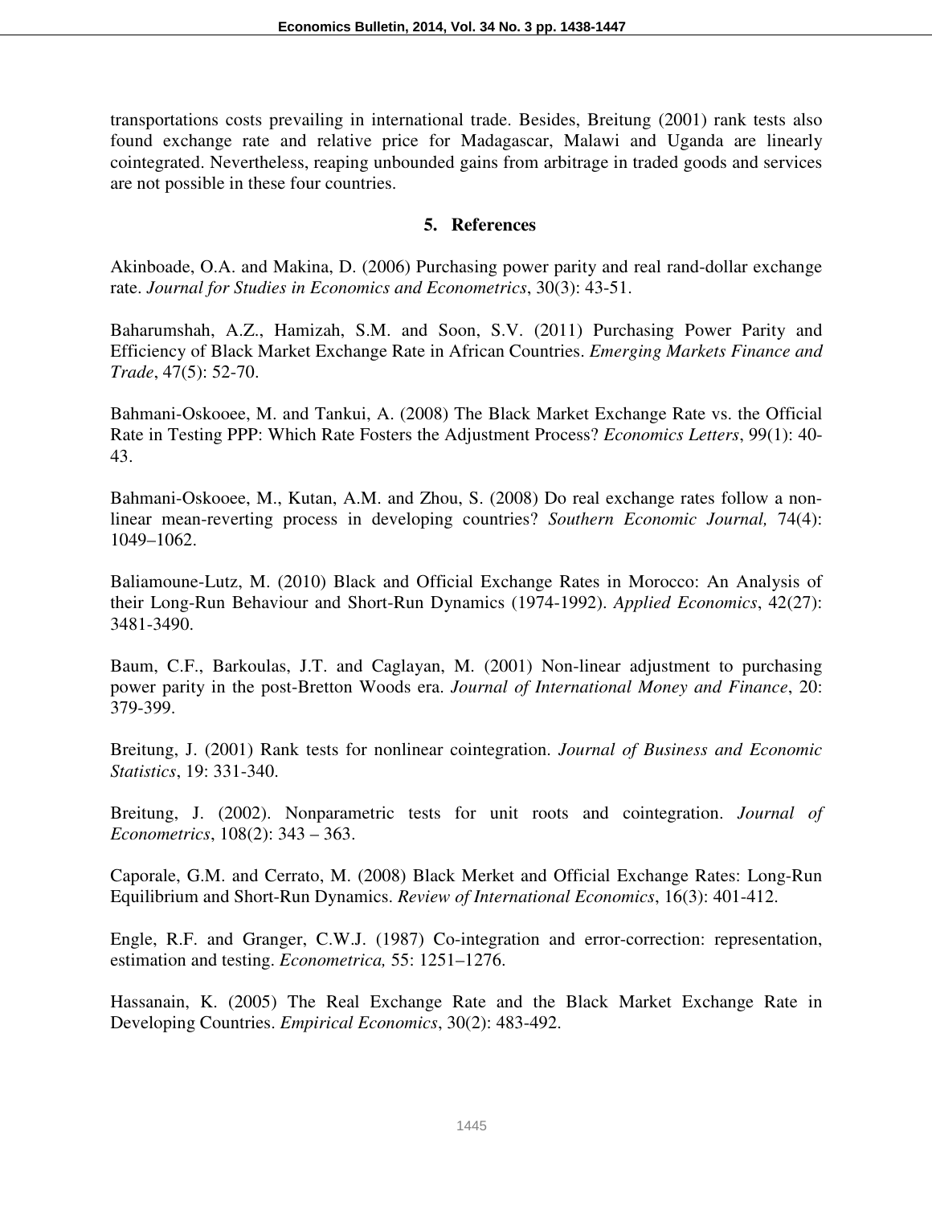transportations costs prevailing in international trade. Besides, Breitung (2001) rank tests also found exchange rate and relative price for Madagascar, Malawi and Uganda are linearly cointegrated. Nevertheless, reaping unbounded gains from arbitrage in traded goods and services are not possible in these four countries.

## 5. References

Akinboade, O.A. and Makina, D. (2006) Purchasing power parity and real rand-dollar exchange rate. *Journal for Studies in Economics and Econometrics*, 30(3): 43-51.

Baharumshah, A.Z., Hamizah, S.M. and Soon, S.V. (2011) Purchasing Power Parity and Efficiency of Black Market Exchange Rate in African Countries. *Emerging Markets Finance and Trade*, 47(5): 52-70.

Bahmani-Oskooee, M. and Tankui, A. (2008) The Black Market Exchange Rate vs. the Official Rate in Testing PPP: Which Rate Fosters the Adjustment Process? *Economics Letters*, 99(1): 40-43.

Bahmani-Oskooee, M., Kutan, A.M. and Zhou, S. (2008) Do real exchange rates follow a non-linear mean-reverting process in developing countries? *Southern Economic Journal,* 74(4): 1049–1062.

Baliamoune-Lutz, M. (2010) Black and Official Exchange Rates in Morocco: An Analysis of their Long-Run Behaviour and Short-Run Dynamics (1974-1992). *Applied Economics*, 42(27): 3481-3490.

Baum, C.F., Barkoulas, J.T. and Caglayan, M. (2001) Non-linear adjustment to purchasing power parity in the post-Bretton Woods era. *Journal of International Money and Finance*, 20: 379-399.

Breitung, J. (2001) Rank tests for nonlinear cointegration. *Journal of Business and Economic Statistics*, 19: 331-340.

Breitung, J. (2002). Nonparametric tests for unit roots and cointegration. *Journal of Econometrics*, 108(2): 343 – 363.

Caporale, G.M. and Cerrato, M. (2008) Black Merket and Official Exchange Rates: Long-Run Equilibrium and Short-Run Dynamics. *Review of International Economics*, 16(3): 401-412.

Engle, R.F. and Granger, C.W.J. (1987) Co-integration and error-correction: representation, estimation and testing. *Econometrica,* 55: 1251–1276.

Hassanain, K. (2005) The Real Exchange Rate and the Black Market Exchange Rate in Developing Countries. *Empirical Economics*, 30(2): 483-492.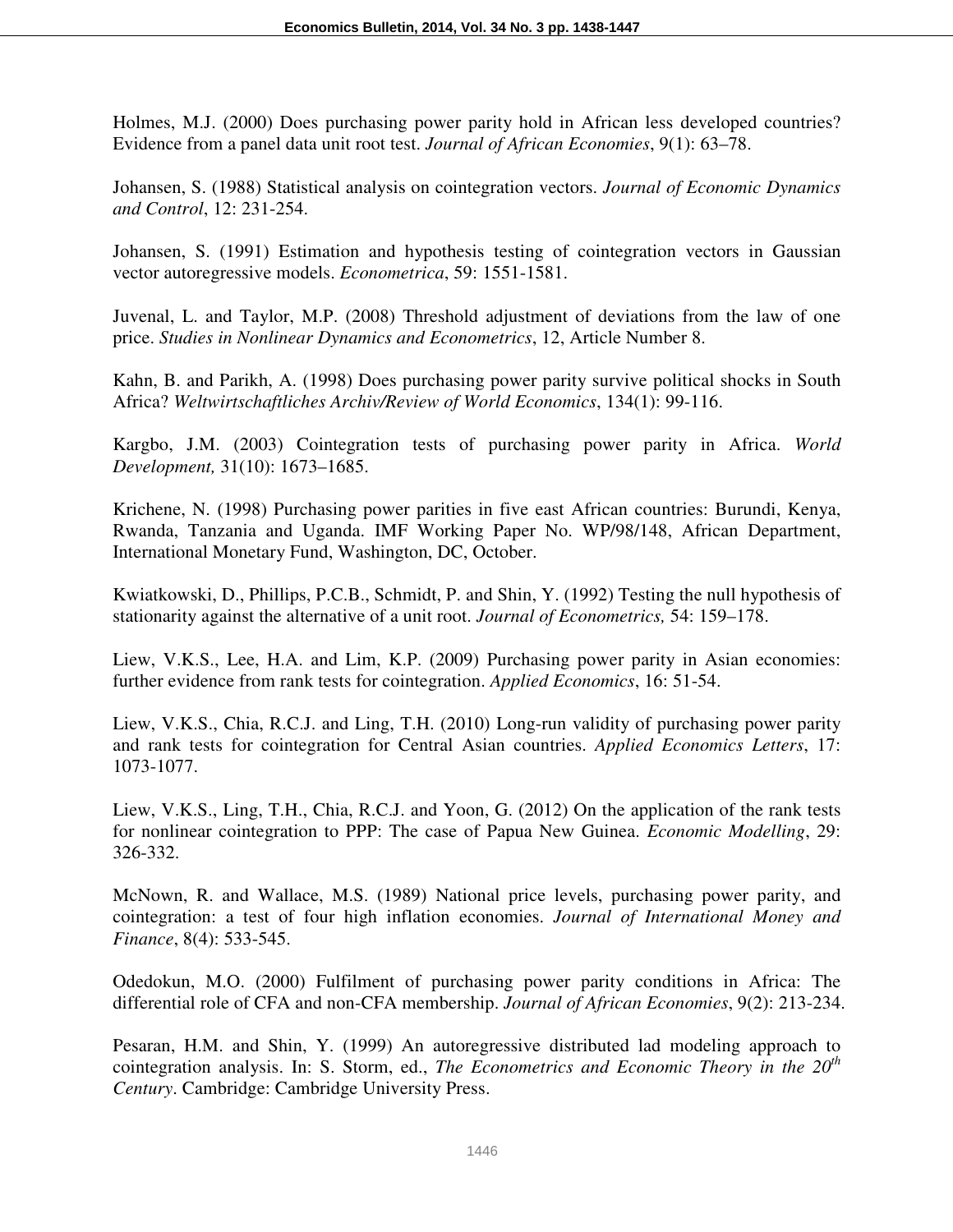Holmes, M.J. (2000) Does purchasing power parity hold in African less developed countries? Evidence from a panel data unit root test. *Journal of African Economies*, 9(1): 63–78.

Johansen, S. (1988) Statistical analysis on cointegration vectors. *Journal of Economic Dynamics and Control*, 12: 231-254.

Johansen, S. (1991) Estimation and hypothesis testing of cointegration vectors in Gaussian vector autoregressive models. *Econometrica*, 59: 1551-1581.

Juvenal, L. and Taylor, M.P. (2008) Threshold adjustment of deviations from the law of one price. *Studies in Nonlinear Dynamics and Econometrics*, 12, Article Number 8.

Kahn, B. and Parikh, A. (1998) Does purchasing power parity survive political shocks in South Africa? *Weltwirtschaftliches Archiv/Review of World Economics*, 134(1): 99-116.

Kargbo, J.M. (2003) Cointegration tests of purchasing power parity in Africa. *World Development,* 31(10): 1673–1685.

Krichene, N. (1998) Purchasing power parities in five east African countries: Burundi, Kenya, Rwanda, Tanzania and Uganda. IMF Working Paper No. WP/98/148, African Department, International Monetary Fund, Washington, DC, October.

Kwiatkowski, D., Phillips, P.C.B., Schmidt, P. and Shin, Y. (1992) Testing the null hypothesis of stationarity against the alternative of a unit root. *Journal of Econometrics,* 54: 159–178.

Liew, V.K.S., Lee, H.A. and Lim, K.P. (2009) Purchasing power parity in Asian economies: further evidence from rank tests for cointegration. *Applied Economics*, 16: 51-54.

Liew, V.K.S., Chia, R.C.J. and Ling, T.H. (2010) Long-run validity of purchasing power parity and rank tests for cointegration for Central Asian countries. *Applied Economics Letters*, 17: 1073-1077.

Liew, V.K.S., Ling, T.H., Chia, R.C.J. and Yoon, G. (2012) On the application of the rank tests for nonlinear cointegration to PPP: The case of Papua New Guinea. *Economic Modelling*, 29: 326-332.

McNown, R. and Wallace, M.S. (1989) National price levels, purchasing power parity, and cointegration: a test of four high inflation economies. *Journal of International Money and Finance*, 8(4): 533-545.

Odedokun, M.O. (2000) Fulfilment of purchasing power parity conditions in Africa: The differential role of CFA and non-CFA membership. *Journal of African Economies*, 9(2): 213-234.

Pesaran, H.M. and Shin, Y. (1999) An autoregressive distributed lad modeling approach to cointegration analysis. In: S. Storm, ed., *The Econometrics and Economic Theory in the 20th Century*. Cambridge: Cambridge University Press.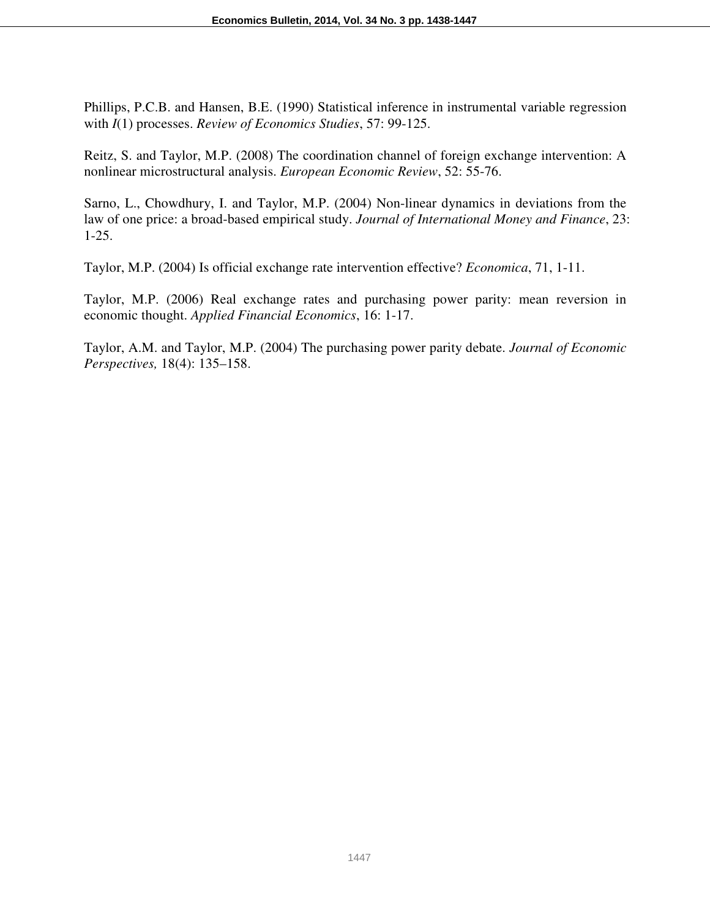Phillips, P.C.B. and Hansen, B.E. (1990) Statistical inference in instrumental variable regression with *I*(1) processes. *Review of Economics Studies*, 57: 99-125.

Reitz, S. and Taylor, M.P. (2008) The coordination channel of foreign exchange intervention: A nonlinear microstructural analysis. *European Economic Review*, 52: 55-76.

Sarno, L., Chowdhury, I. and Taylor, M.P. (2004) Non-linear dynamics in deviations from the law of one price: a broad-based empirical study. *Journal of International Money and Finance*, 23: 1-25.

Taylor, M.P. (2004) Is official exchange rate intervention effective? *Economica*, 71, 1-11.

Taylor, M.P. (2006) Real exchange rates and purchasing power parity: mean reversion in economic thought. *Applied Financial Economics*, 16: 1-17.

Taylor, A.M. and Taylor, M.P. (2004) The purchasing power parity debate. *Journal of Economic Perspectives,* 18(4): 135–158.